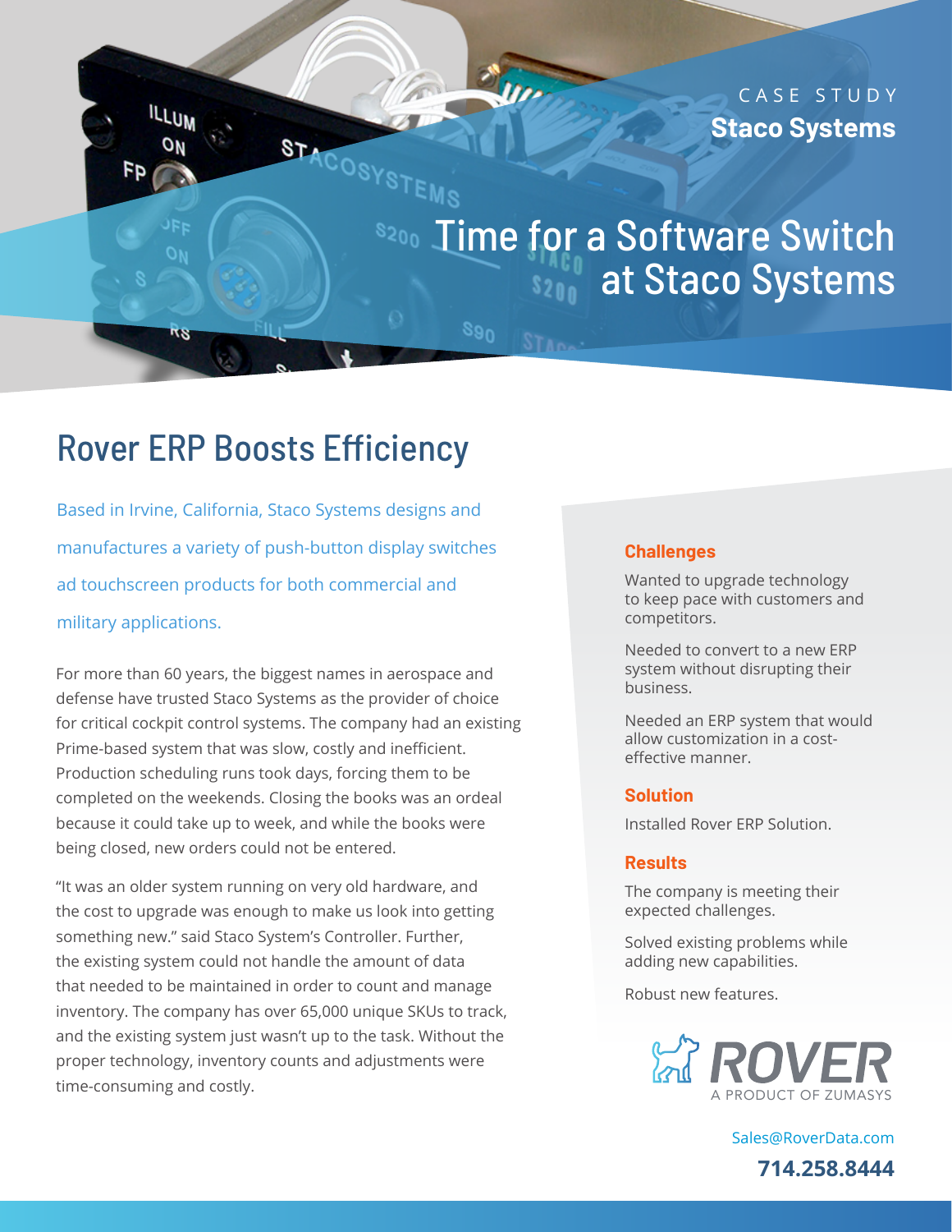CASE STUDY

**Staco Systems**

# Time for a Software Switch at Staco Systems

## Rover ERP Boosts Efficiency

Based in Irvine, California, Staco Systems designs and manufactures a variety of push-button display switches ad touchscreen products for both commercial and military applications.

For more than 60 years, the biggest names in aerospace and defense have trusted Staco Systems as the provider of choice for critical cockpit control systems. The company had an existing Prime-based system that was slow, costly and inefficient. Production scheduling runs took days, forcing them to be completed on the weekends. Closing the books was an ordeal because it could take up to week, and while the books were being closed, new orders could not be entered.

"It was an older system running on very old hardware, and the cost to upgrade was enough to make us look into getting something new." said Staco System's Controller. Further, the existing system could not handle the amount of data that needed to be maintained in order to count and manage inventory. The company has over 65,000 unique SKUs to track, and the existing system just wasn't up to the task. Without the proper technology, inventory counts and adjustments were time-consuming and costly.

### Challenges

Wanted to upgrade technology to keep pace with customers and competitors.

Needed to convert to a new ERP system without disrupting their business.

Needed an ERP system that would allow customization in a cost-effective manner.

### Solution

Installed Rover ERP Solution.

### Results

The company is meeting their expected challenges.

Solved existing problems while adding new capabilities.

Robust new features.

ROVER

A PRODUCT OF ZUMASYS

Sales@RoverData.com

**714.258.8444**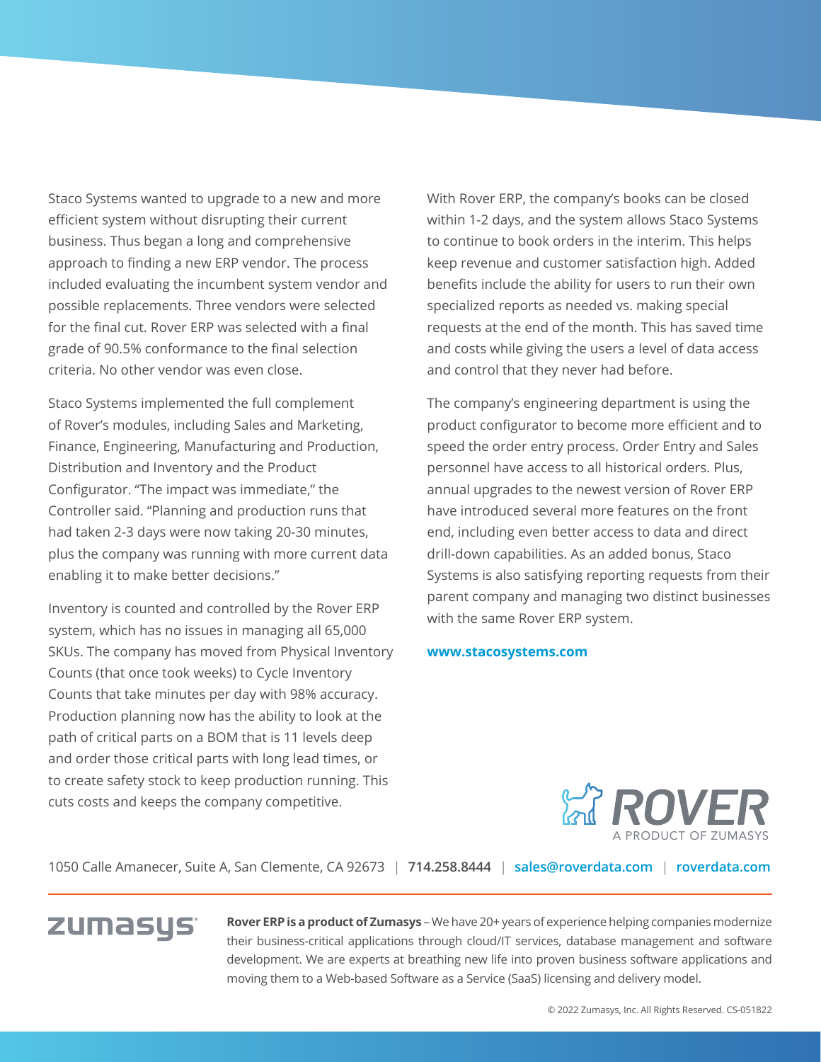Staco Systems wanted to upgrade to a new and more efficient system without disrupting their current business. Thus began a long and comprehensive approach to finding a new ERP vendor. The process included evaluating the incumbent system vendor and possible replacements. Three vendors were selected for the final cut. Rover ERP was selected with a final grade of 90.5% conformance to the final selection criteria. No other vendor was even close.

Staco Systems implemented the full complement of Rover's modules, including Sales and Marketing, Finance, Engineering, Manufacturing and Production, Distribution and Inventory and the Product Configurator. "The impact was immediate," the Controller said. "Planning and production runs that had taken 2-3 days were now taking 20-30 minutes, plus the company was running with more current data enabling it to make better decisions."

Inventory is counted and controlled by the Rover ERP system, which has no issues in managing all 65,000 SKUs. The company has moved from Physical Inventory Counts (that once took weeks) to Cycle Inventory Counts that take minutes per day with 98% accuracy. Production planning now has the ability to look at the path of critical parts on a BOM that is 11 levels deep and order those critical parts with long lead times, or to create safety stock to keep production running. This cuts costs and keeps the company competitive.

With Rover ERP, the company's books can be closed within 1-2 days, and the system allows Staco Systems to continue to book orders in the interim. This helps keep revenue and customer satisfaction high. Added benefits include the ability for users to run their own specialized reports as needed vs. making special requests at the end of the month. This has saved time and costs while giving the users a level of data access and control that they never had before.

The company's engineering department is using the product configurator to become more efficient and to speed the order entry process. Order Entry and Sales personnel have access to all historical orders. Plus, annual upgrades to the newest version of Rover ERP have introduced several more features on the front end, including even better access to data and direct drill-down capabilities. As an added bonus, Staco Systems is also satisfying reporting requests from their parent company and managing two distinct businesses with the same Rover ERP system.

**www.stacosystems.com**

ROVER
A PRODUCT OF ZUMASYS

1050 Calle Amanecer, Suite A, San Clemente, CA 92673 | **714.258.8444** | **sales@roverdata.com** | **roverdata.com**

zumasys

**Rover ERP is a product of Zumasys** – We have 20+ years of experience helping companies modernize their business-critical applications through cloud/IT services, database management and software development. We are experts at breathing new life into proven business software applications and moving them to a Web-based Software as a Service (SaaS) licensing and delivery model.

© 2022 Zumasys, Inc. All Rights Reserved. CS-051822